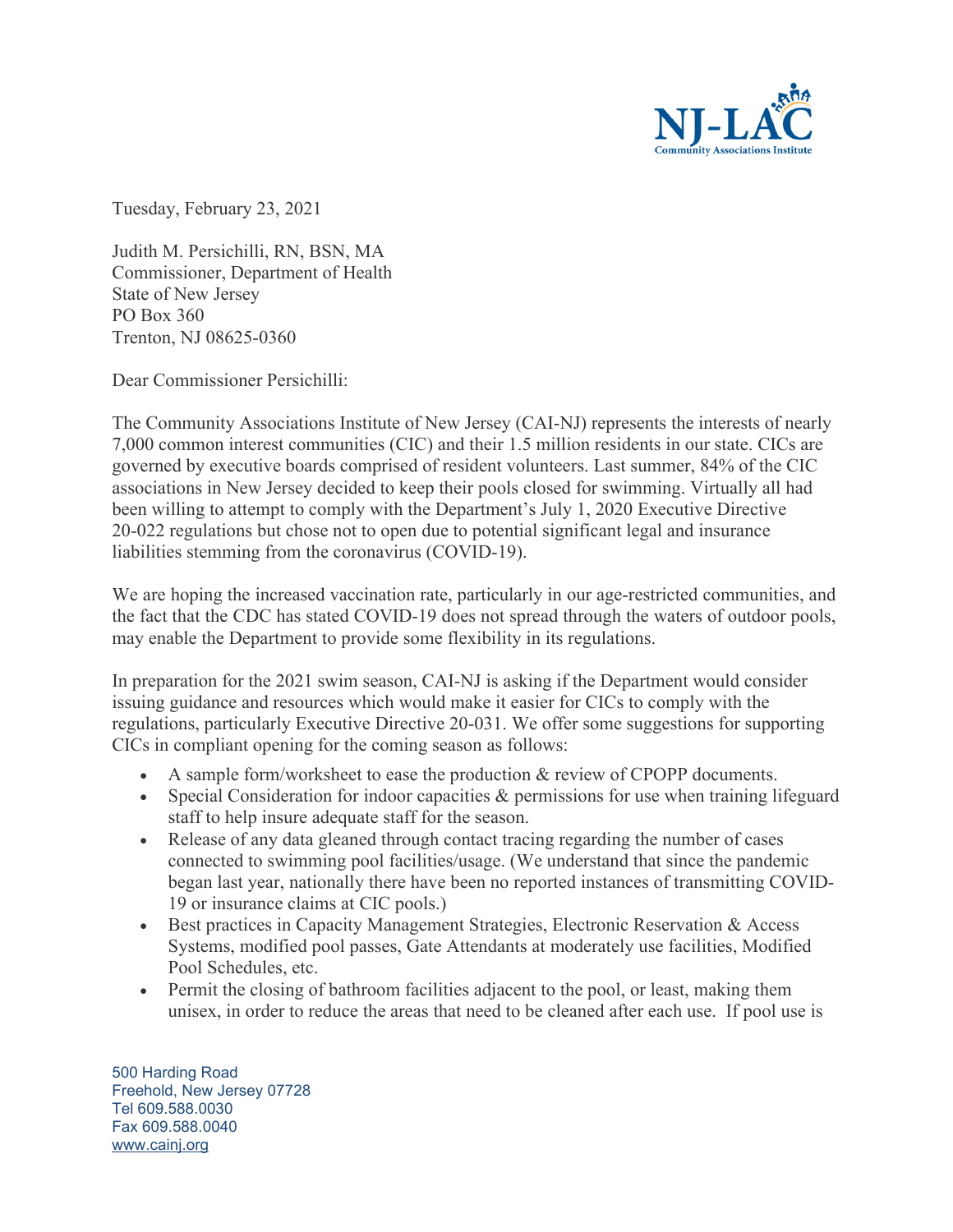NJ-LAC
Community Associations Institute

Tuesday, February 23, 2021

Judith M. Persichilli, RN, BSN, MA
Commissioner, Department of Health
State of New Jersey
PO Box 360
Trenton, NJ 08625-0360

Dear Commissioner Persichilli:

The Community Associations Institute of New Jersey (CAI-NJ) represents the interests of nearly 7,000 common interest communities (CIC) and their 1.5 million residents in our state. CICs are governed by executive boards comprised of resident volunteers. Last summer, 84% of the CIC associations in New Jersey decided to keep their pools closed for swimming. Virtually all had been willing to attempt to comply with the Department's July 1, 2020 Executive Directive 20-022 regulations but chose not to open due to potential significant legal and insurance liabilities stemming from the coronavirus (COVID-19).

We are hoping the increased vaccination rate, particularly in our age-restricted communities, and the fact that the CDC has stated COVID-19 does not spread through the waters of outdoor pools, may enable the Department to provide some flexibility in its regulations.

In preparation for the 2021 swim season, CAI-NJ is asking if the Department would consider issuing guidance and resources which would make it easier for CICs to comply with the regulations, particularly Executive Directive 20-031. We offer some suggestions for supporting CICs in compliant opening for the coming season as follows:

- A sample form/worksheet to ease the production & review of CPOPP documents.
- Special Consideration for indoor capacities & permissions for use when training lifeguard staff to help insure adequate staff for the season.
- Release of any data gleaned through contact tracing regarding the number of cases connected to swimming pool facilities/usage. (We understand that since the pandemic began last year, nationally there have been no reported instances of transmitting COVID-19 or insurance claims at CIC pools.)
- Best practices in Capacity Management Strategies, Electronic Reservation & Access Systems, modified pool passes, Gate Attendants at moderately use facilities, Modified Pool Schedules, etc.
- Permit the closing of bathroom facilities adjacent to the pool, or least, making them unisex, in order to reduce the areas that need to be cleaned after each use. If pool use is

500 Harding Road
Freehold, New Jersey 07728
Tel 609.588.0030
Fax 609.588.0040
www.cainj.org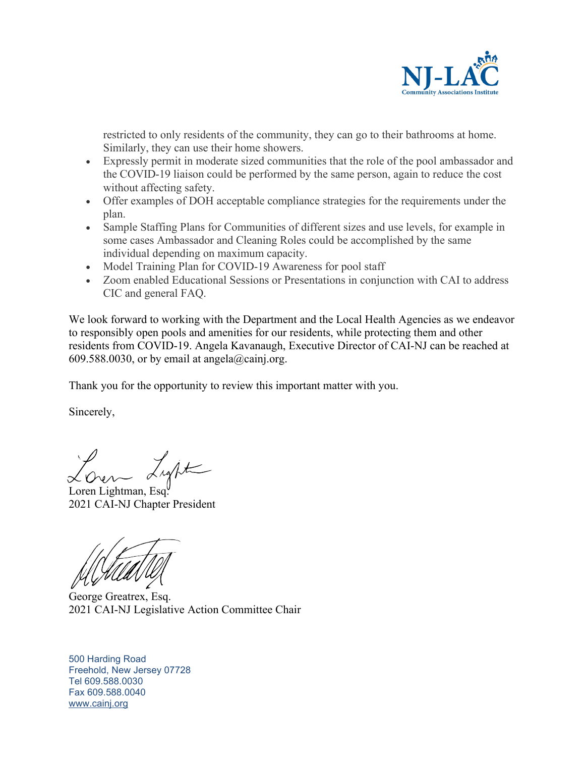restricted to only residents of the community, they can go to their bathrooms at home. Similarly, they can use their home showers.

- Expressly permit in moderate sized communities that the role of the pool ambassador and the COVID-19 liaison could be performed by the same person, again to reduce the cost without affecting safety.
- Offer examples of DOH acceptable compliance strategies for the requirements under the plan.
- Sample Staffing Plans for Communities of different sizes and use levels, for example in some cases Ambassador and Cleaning Roles could be accomplished by the same individual depending on maximum capacity.
- Model Training Plan for COVID-19 Awareness for pool staff
- Zoom enabled Educational Sessions or Presentations in conjunction with CAI to address CIC and general FAQ.

We look forward to working with the Department and the Local Health Agencies as we endeavor to responsibly open pools and amenities for our residents, while protecting them and other residents from COVID-19. Angela Kavanaugh, Executive Director of CAI-NJ can be reached at 609.588.0030, or by email at angela@cainj.org.

Thank you for the opportunity to review this important matter with you.

Sincerely,

Loren Lightman, Esq.
2021 CAI-NJ Chapter President

George Greatrex, Esq.
2021 CAI-NJ Legislative Action Committee Chair

500 Harding Road
Freehold, New Jersey 07728
Tel 609.588.0030
Fax 609.588.0040
www.cainj.org